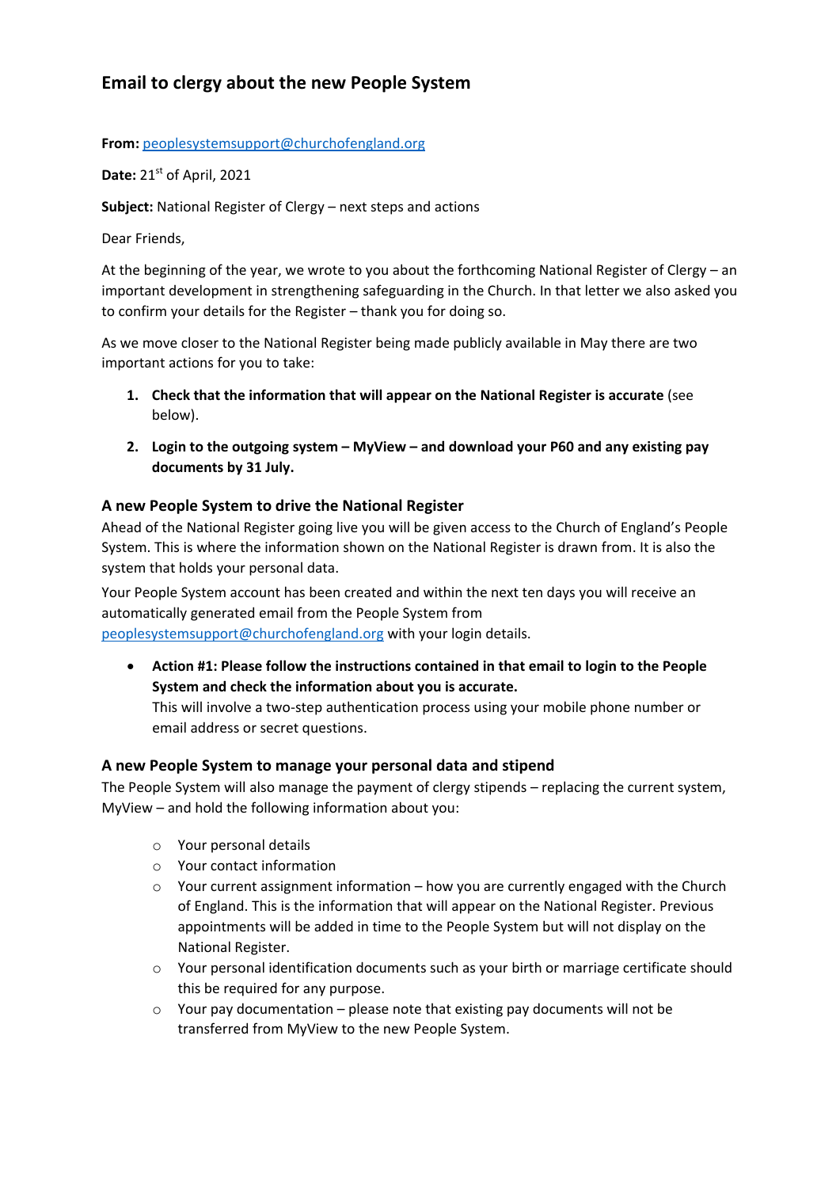# Email to clergy about the new People System

**From:** [peoplesystemsupport@churchofengland.org](mailto:peoplesystemsupport@churchofengland.org)

**Date:** 21st of April, 2021

**Subject:** National Register of Clergy – next steps and actions

Dear Friends,

At the beginning of the year, we wrote to you about the forthcoming National Register of Clergy – an important development in strengthening safeguarding in the Church. In that letter we also asked you to confirm your details for the Register – thank you for doing so.

As we move closer to the National Register being made publicly available in May there are two important actions for you to take:

1. **Check that the information that will appear on the National Register is accurate** (see below).
2. **Login to the outgoing system – MyView – and download your P60 and any existing pay documents by 31 July.**

### A new People System to drive the National Register

Ahead of the National Register going live you will be given access to the Church of England's People System. This is where the information shown on the National Register is drawn from. It is also the system that holds your personal data.

Your People System account has been created and within the next ten days you will receive an automatically generated email from the People System from [peoplesystemsupport@churchofengland.org](mailto:peoplesystemsupport@churchofengland.org) with your login details.

- **Action #1: Please follow the instructions contained in that email to login to the People System and check the information about you is accurate.**
  This will involve a two-step authentication process using your mobile phone number or email address or secret questions.

### A new People System to manage your personal data and stipend

The People System will also manage the payment of clergy stipends – replacing the current system, MyView – and hold the following information about you:

- Your personal details
- Your contact information
- Your current assignment information – how you are currently engaged with the Church of England. This is the information that will appear on the National Register. Previous appointments will be added in time to the People System but will not display on the National Register.
- Your personal identification documents such as your birth or marriage certificate should this be required for any purpose.
- Your pay documentation – please note that existing pay documents will not be transferred from MyView to the new People System.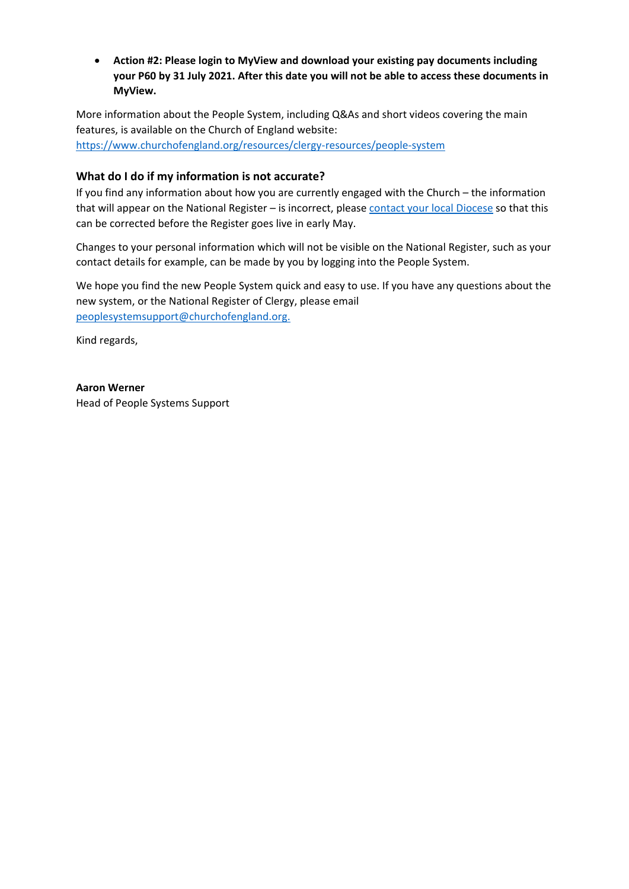- **Action #2: Please login to MyView and download your existing pay documents including your P60 by 31 July 2021. After this date you will not be able to access these documents in MyView.**

More information about the People System, including Q&As and short videos covering the main features, is available on the Church of England website: https://www.churchofengland.org/resources/clergy-resources/people-system

### What do I do if my information is not accurate?

If you find any information about how you are currently engaged with the Church – the information that will appear on the National Register – is incorrect, please contact your local Diocese so that this can be corrected before the Register goes live in early May.

Changes to your personal information which will not be visible on the National Register, such as your contact details for example, can be made by you by logging into the People System.

We hope you find the new People System quick and easy to use. If you have any questions about the new system, or the National Register of Clergy, please email peoplesystemsupport@churchofengland.org.

Kind regards,

**Aaron Werner**
Head of People Systems Support